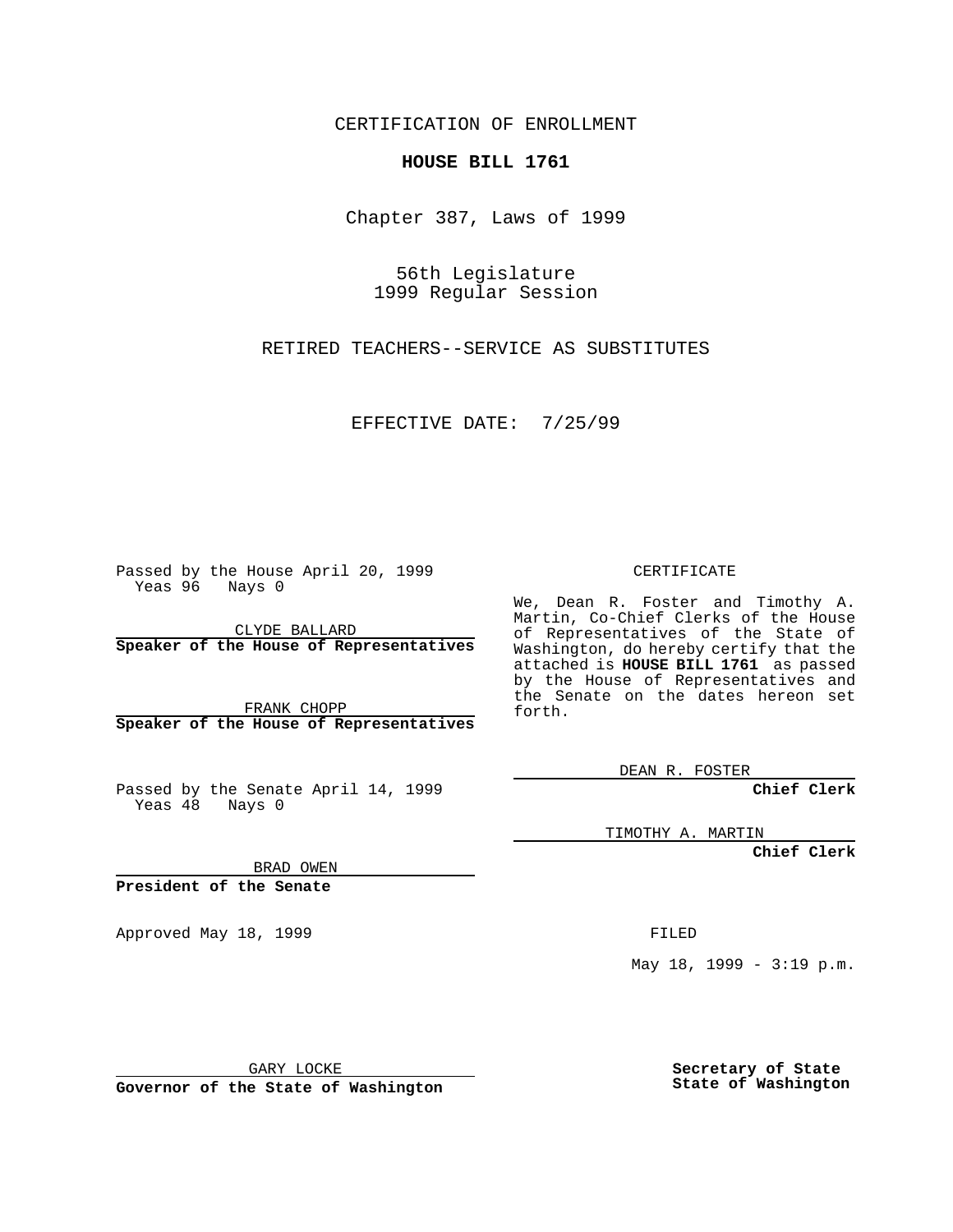CERTIFICATION OF ENROLLMENT

**HOUSE BILL 1761**

Chapter 387, Laws of 1999

56th Legislature
1999 Regular Session

RETIRED TEACHERS--SERVICE AS SUBSTITUTES

EFFECTIVE DATE: 7/25/99

Passed by the House April 20, 1999
Yeas 96 Nays 0

CLYDE BALLARD
**Speaker of the House of Representatives**

FRANK CHOPP
**Speaker of the House of Representatives**

Passed by the Senate April 14, 1999
Yeas 48 Nays 0

BRAD OWEN
**President of the Senate**

Approved May 18, 1999

GARY LOCKE
**Governor of the State of Washington**

CERTIFICATE

We, Dean R. Foster and Timothy A. Martin, Co-Chief Clerks of the House of Representatives of the State of Washington, do hereby certify that the attached is **HOUSE BILL 1761** as passed by the House of Representatives and the Senate on the dates hereon set forth.

DEAN R. FOSTER
**Chief Clerk**

TIMOTHY A. MARTIN
**Chief Clerk**

FILED

May 18, 1999 - 3:19 p.m.

**Secretary of State**
**State of Washington**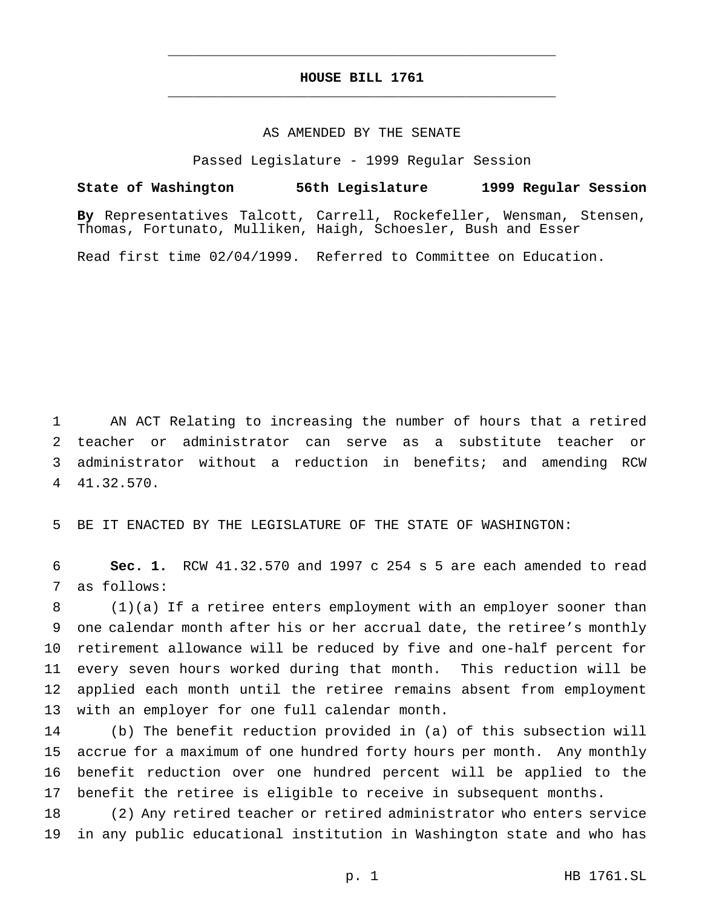# HOUSE BILL 1761

AS AMENDED BY THE SENATE

Passed Legislature - 1999 Regular Session

**State of Washington 56th Legislature 1999 Regular Session**

**By** Representatives Talcott, Carrell, Rockefeller, Wensman, Stensen, Thomas, Fortunato, Mulliken, Haigh, Schoesler, Bush and Esser

Read first time 02/04/1999. Referred to Committee on Education.

AN ACT Relating to increasing the number of hours that a retired teacher or administrator can serve as a substitute teacher or administrator without a reduction in benefits; and amending RCW 41.32.570.

BE IT ENACTED BY THE LEGISLATURE OF THE STATE OF WASHINGTON:

**Sec. 1.** RCW 41.32.570 and 1997 c 254 s 5 are each amended to read as follows:

(1)(a) If a retiree enters employment with an employer sooner than one calendar month after his or her accrual date, the retiree's monthly retirement allowance will be reduced by five and one-half percent for every seven hours worked during that month. This reduction will be applied each month until the retiree remains absent from employment with an employer for one full calendar month.

(b) The benefit reduction provided in (a) of this subsection will accrue for a maximum of one hundred forty hours per month. Any monthly benefit reduction over one hundred percent will be applied to the benefit the retiree is eligible to receive in subsequent months.

(2) Any retired teacher or retired administrator who enters service in any public educational institution in Washington state and who has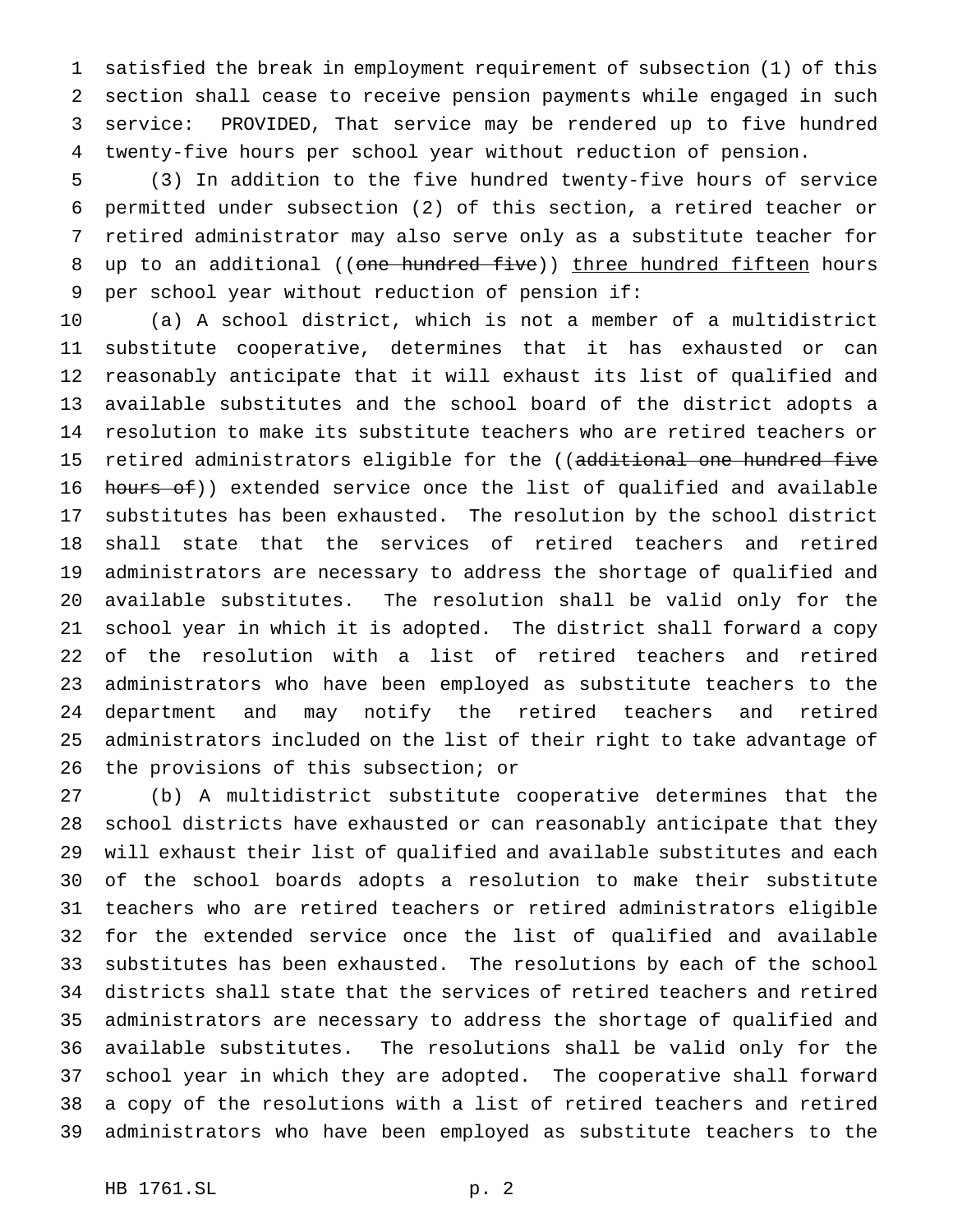satisfied the break in employment requirement of subsection (1) of this section shall cease to receive pension payments while engaged in such service: PROVIDED, That service may be rendered up to five hundred twenty-five hours per school year without reduction of pension.

(3) In addition to the five hundred twenty-five hours of service permitted under subsection (2) of this section, a retired teacher or retired administrator may also serve only as a substitute teacher for up to an additional ((~~one hundred five~~)) <u>three hundred fifteen</u> hours per school year without reduction of pension if:

(a) A school district, which is not a member of a multidistrict substitute cooperative, determines that it has exhausted or can reasonably anticipate that it will exhaust its list of qualified and available substitutes and the school board of the district adopts a resolution to make its substitute teachers who are retired teachers or retired administrators eligible for the ((~~additional one hundred five hours of~~)) extended service once the list of qualified and available substitutes has been exhausted. The resolution by the school district shall state that the services of retired teachers and retired administrators are necessary to address the shortage of qualified and available substitutes. The resolution shall be valid only for the school year in which it is adopted. The district shall forward a copy of the resolution with a list of retired teachers and retired administrators who have been employed as substitute teachers to the department and may notify the retired teachers and retired administrators included on the list of their right to take advantage of the provisions of this subsection; or

(b) A multidistrict substitute cooperative determines that the school districts have exhausted or can reasonably anticipate that they will exhaust their list of qualified and available substitutes and each of the school boards adopts a resolution to make their substitute teachers who are retired teachers or retired administrators eligible for the extended service once the list of qualified and available substitutes has been exhausted. The resolutions by each of the school districts shall state that the services of retired teachers and retired administrators are necessary to address the shortage of qualified and available substitutes. The resolutions shall be valid only for the school year in which they are adopted. The cooperative shall forward a copy of the resolutions with a list of retired teachers and retired administrators who have been employed as substitute teachers to the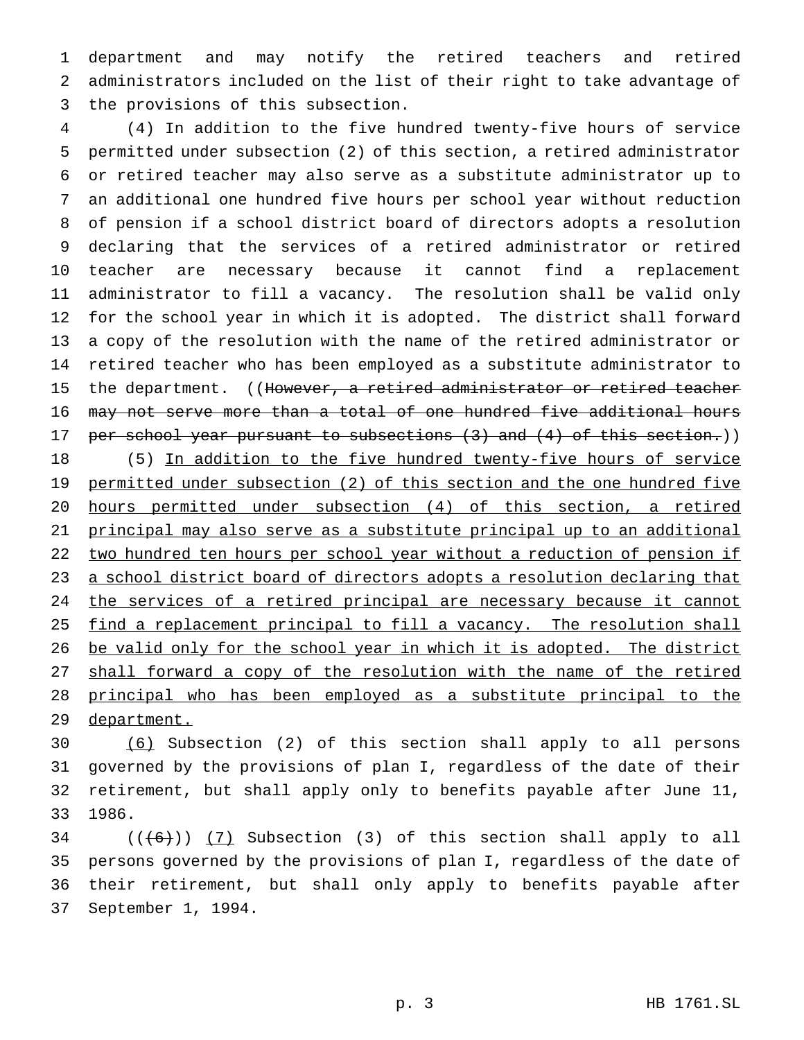department and may notify the retired teachers and retired administrators included on the list of their right to take advantage of the provisions of this subsection.

(4) In addition to the five hundred twenty-five hours of service permitted under subsection (2) of this section, a retired administrator or retired teacher may also serve as a substitute administrator up to an additional one hundred five hours per school year without reduction of pension if a school district board of directors adopts a resolution declaring that the services of a retired administrator or retired teacher are necessary because it cannot find a replacement administrator to fill a vacancy. The resolution shall be valid only for the school year in which it is adopted. The district shall forward a copy of the resolution with the name of the retired administrator or retired teacher who has been employed as a substitute administrator to the department. ((~~However, a retired administrator or retired teacher may not serve more than a total of one hundred five additional hours per school year pursuant to subsections (3) and (4) of this section.~~))

(5) <u>In addition to the five hundred twenty-five hours of service permitted under subsection (2) of this section and the one hundred five hours permitted under subsection (4) of this section, a retired principal may also serve as a substitute principal up to an additional two hundred ten hours per school year without a reduction of pension if a school district board of directors adopts a resolution declaring that the services of a retired principal are necessary because it cannot find a replacement principal to fill a vacancy. The resolution shall be valid only for the school year in which it is adopted. The district shall forward a copy of the resolution with the name of the retired principal who has been employed as a substitute principal to the department.</u>

<u>(6)</u> Subsection (2) of this section shall apply to all persons governed by the provisions of plan I, regardless of the date of their retirement, but shall apply only to benefits payable after June 11, 1986.

((~~(6)~~)) <u>(7)</u> Subsection (3) of this section shall apply to all persons governed by the provisions of plan I, regardless of the date of their retirement, but shall only apply to benefits payable after September 1, 1994.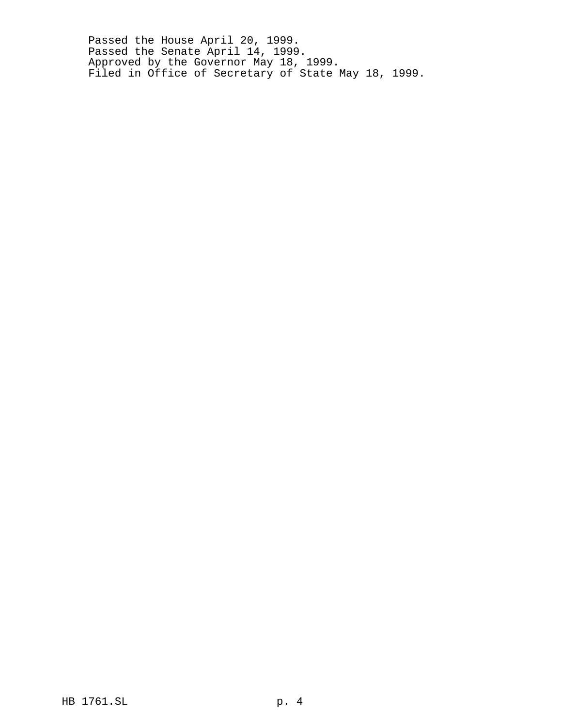Passed the House April 20, 1999.
Passed the Senate April 14, 1999.
Approved by the Governor May 18, 1999.
Filed in Office of Secretary of State May 18, 1999.